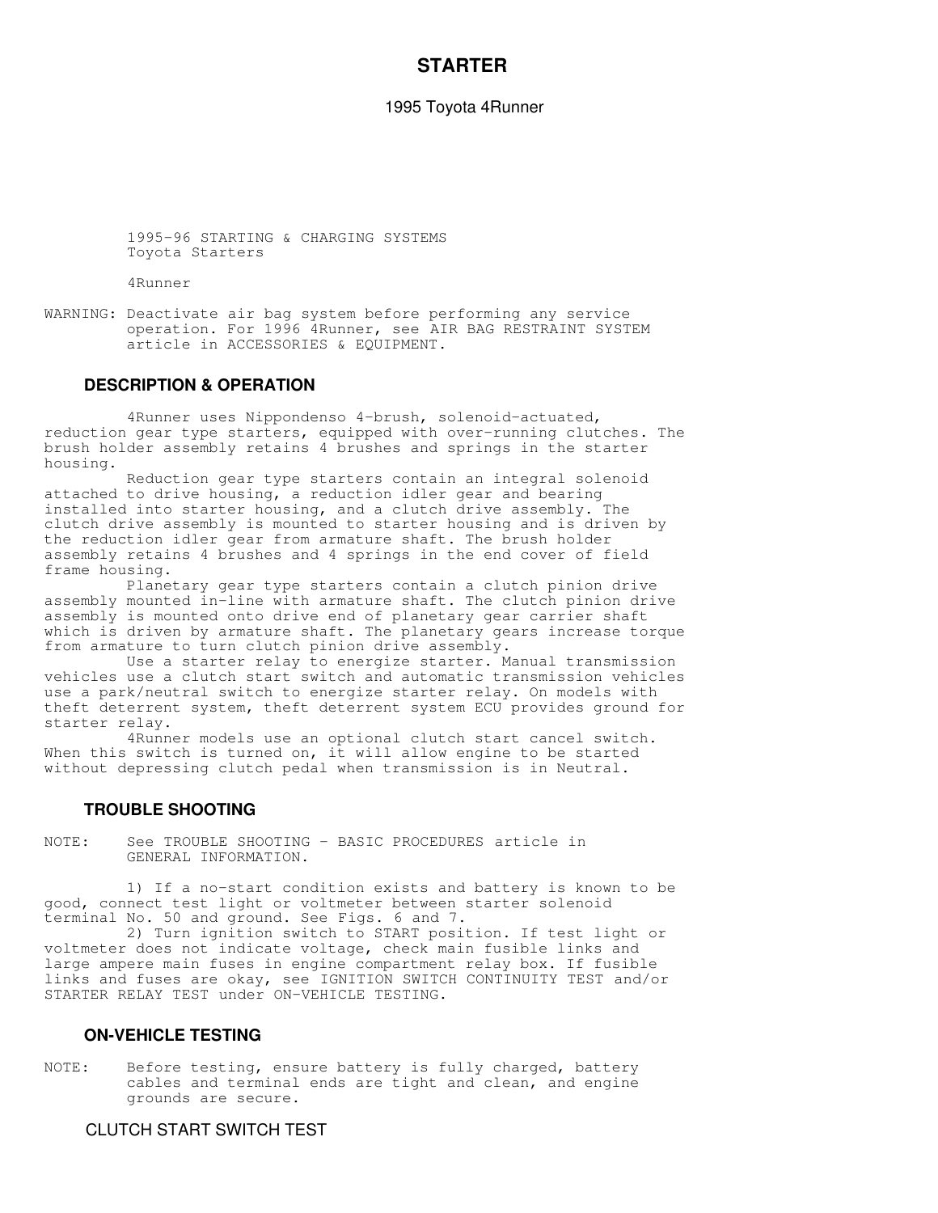# STARTER

1995 Toyota 4Runner

1995-96 STARTING & CHARGING SYSTEMS
Toyota Starters

4Runner

WARNING: Deactivate air bag system before performing any service operation. For 1996 4Runner, see AIR BAG RESTRAINT SYSTEM article in ACCESSORIES & EQUIPMENT.

## DESCRIPTION & OPERATION

4Runner uses Nippondenso 4-brush, solenoid-actuated, reduction gear type starters, equipped with over-running clutches. The brush holder assembly retains 4 brushes and springs in the starter housing.

Reduction gear type starters contain an integral solenoid attached to drive housing, a reduction idler gear and bearing installed into starter housing, and a clutch drive assembly. The clutch drive assembly is mounted to starter housing and is driven by the reduction idler gear from armature shaft. The brush holder assembly retains 4 brushes and 4 springs in the end cover of field frame housing.

Planetary gear type starters contain a clutch pinion drive assembly mounted in-line with armature shaft. The clutch pinion drive assembly is mounted onto drive end of planetary gear carrier shaft which is driven by armature shaft. The planetary gears increase torque from armature to turn clutch pinion drive assembly.

Use a starter relay to energize starter. Manual transmission vehicles use a clutch start switch and automatic transmission vehicles use a park/neutral switch to energize starter relay. On models with theft deterrent system, theft deterrent system ECU provides ground for starter relay.

4Runner models use an optional clutch start cancel switch. When this switch is turned on, it will allow engine to be started without depressing clutch pedal when transmission is in Neutral.

## TROUBLE SHOOTING

NOTE: See TROUBLE SHOOTING - BASIC PROCEDURES article in GENERAL INFORMATION.

1) If a no-start condition exists and battery is known to be good, connect test light or voltmeter between starter solenoid terminal No. 50 and ground. See Figs. 6 and 7.

2) Turn ignition switch to START position. If test light or voltmeter does not indicate voltage, check main fusible links and large ampere main fuses in engine compartment relay box. If fusible links and fuses are okay, see IGNITION SWITCH CONTINUITY TEST and/or STARTER RELAY TEST under ON-VEHICLE TESTING.

## ON-VEHICLE TESTING

NOTE: Before testing, ensure battery is fully charged, battery cables and terminal ends are tight and clean, and engine grounds are secure.

### CLUTCH START SWITCH TEST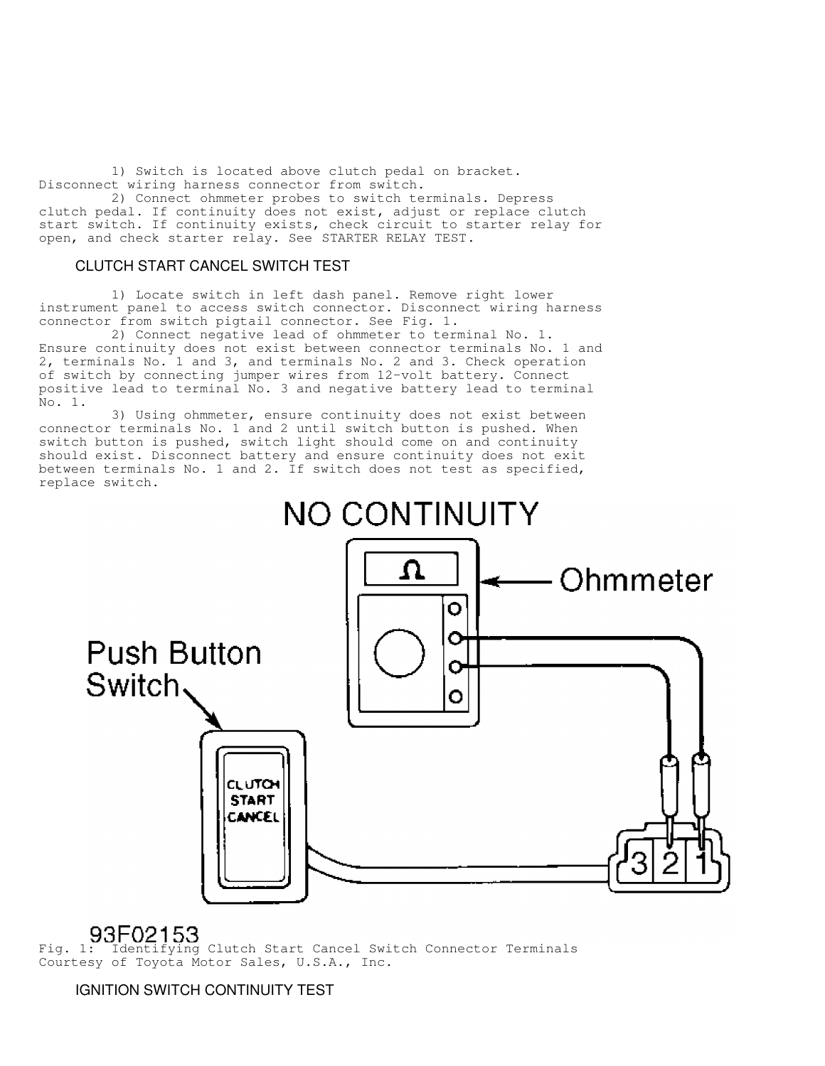1) Switch is located above clutch pedal on bracket. Disconnect wiring harness connector from switch.

2) Connect ohmmeter probes to switch terminals. Depress clutch pedal. If continuity does not exist, adjust or replace clutch start switch. If continuity exists, check circuit to starter relay for open, and check starter relay. See STARTER RELAY TEST.

## CLUTCH START CANCEL SWITCH TEST

1) Locate switch in left dash panel. Remove right lower instrument panel to access switch connector. Disconnect wiring harness connector from switch pigtail connector. See Fig. 1.

2) Connect negative lead of ohmmeter to terminal No. 1. Ensure continuity does not exist between connector terminals No. 1 and 2, terminals No. 1 and 3, and terminals No. 2 and 3. Check operation of switch by connecting jumper wires from 12-volt battery. Connect positive lead to terminal No. 3 and negative battery lead to terminal No. 1.

3) Using ohmmeter, ensure continuity does not exist between connector terminals No. 1 and 2 until switch button is pushed. When switch button is pushed, switch light should come on and continuity should exist. Disconnect battery and ensure continuity does not exit between terminals No. 1 and 2. If switch does not test as specified, replace switch.

Fig. 1: Identifying Clutch Start Cancel Switch Connector Terminals
Courtesy of Toyota Motor Sales, U.S.A., Inc.

## IGNITION SWITCH CONTINUITY TEST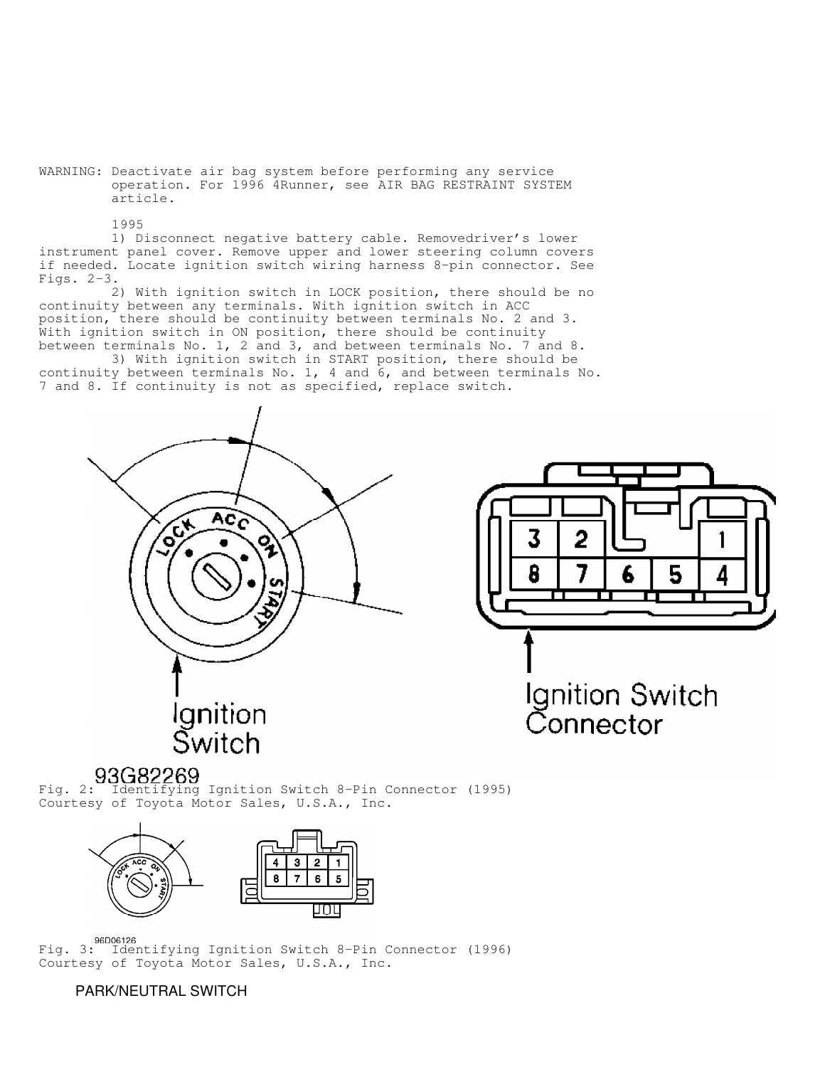WARNING: Deactivate air bag system before performing any service operation. For 1996 4Runner, see AIR BAG RESTRAINT SYSTEM article.

1995

1) Disconnect negative battery cable. Removedriver's lower instrument panel cover. Remove upper and lower steering column covers if needed. Locate ignition switch wiring harness 8-pin connector. See Figs. 2-3.

2) With ignition switch in LOCK position, there should be no continuity between any terminals. With ignition switch in ACC position, there should be continuity between terminals No. 2 and 3. With ignition switch in ON position, there should be continuity between terminals No. 1, 2 and 3, and between terminals No. 7 and 8.

3) With ignition switch in START position, there should be continuity between terminals No. 1, 4 and 6, and between terminals No. 7 and 8. If continuity is not as specified, replace switch.

93G82269

Fig. 2: Identifying Ignition Switch 8-Pin Connector (1995)
Courtesy of Toyota Motor Sales, U.S.A., Inc.

96D06126

Fig. 3: Identifying Ignition Switch 8-Pin Connector (1996)
Courtesy of Toyota Motor Sales, U.S.A., Inc.

PARK/NEUTRAL SWITCH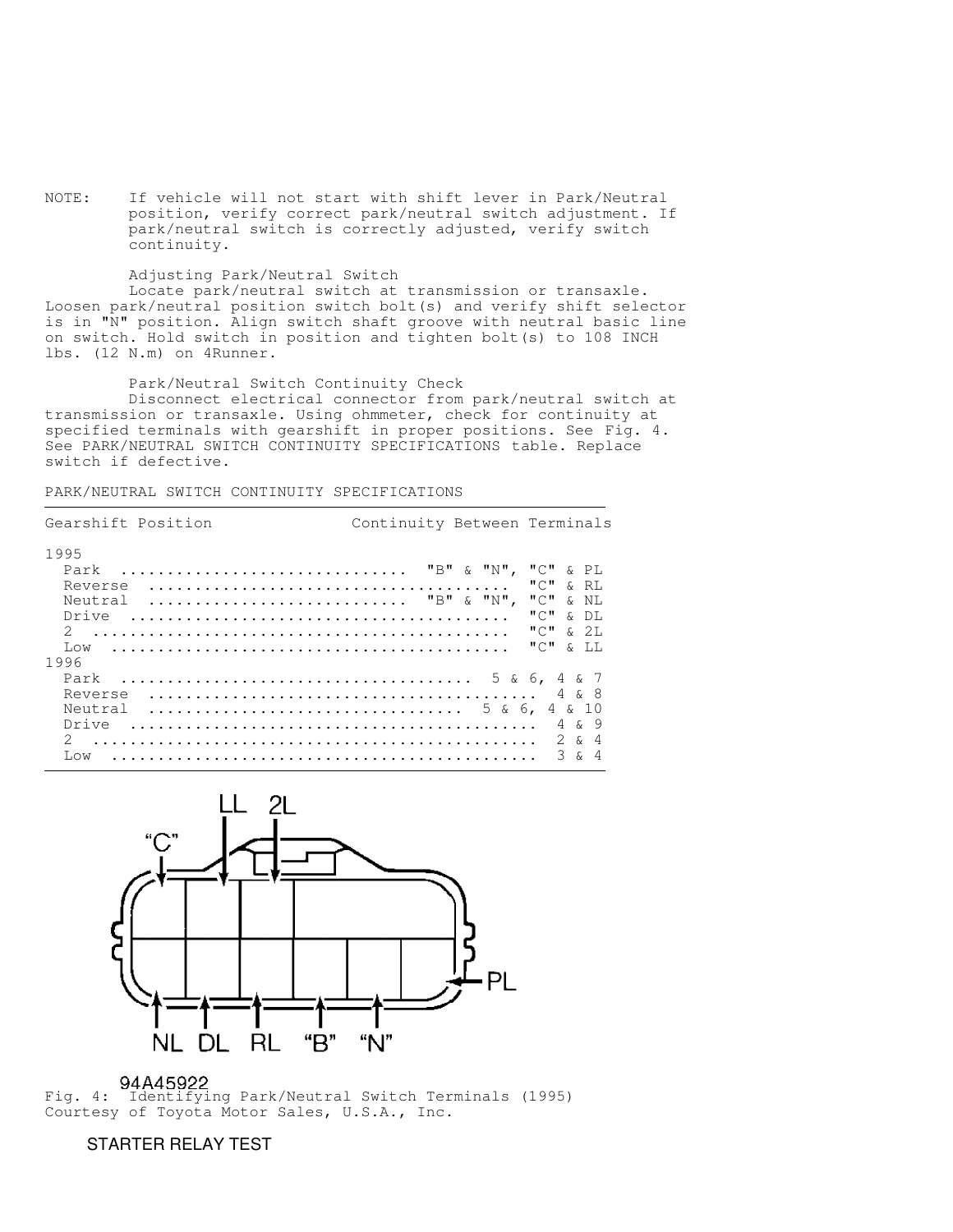NOTE: If vehicle will not start with shift lever in Park/Neutral position, verify correct park/neutral switch adjustment. If park/neutral switch is correctly adjusted, verify switch continuity.

Adjusting Park/Neutral Switch

Locate park/neutral switch at transmission or transaxle. Loosen park/neutral position switch bolt(s) and verify shift selector is in "N" position. Align switch shaft groove with neutral basic line on switch. Hold switch in position and tighten bolt(s) to 108 INCH lbs. (12 N.m) on 4Runner.

Park/Neutral Switch Continuity Check

Disconnect electrical connector from park/neutral switch at transmission or transaxle. Using ohmmeter, check for continuity at specified terminals with gearshift in proper positions. See Fig. 4. See PARK/NEUTRAL SWITCH CONTINUITY SPECIFICATIONS table. Replace switch if defective.

PARK/NEUTRAL SWITCH CONTINUITY SPECIFICATIONS

| Gearshift Position | Continuity Between Terminals |
|---|---|
| 1995 | |
| Park | "B" & "N", "C" & PL |
| Reverse | "C" & RL |
| Neutral | "B" & "N", "C" & NL |
| Drive | "C" & DL |
| 2 | "C" & 2L |
| Low | "C" & LL |
| 1996 | |
| Park | 5 & 6, 4 & 7 |
| Reverse | 4 & 8 |
| Neutral | 5 & 6, 4 & 10 |
| Drive | 4 & 9 |
| 2 | 2 & 4 |
| Low | 3 & 4 |

Fig. 4: Identifying Park/Neutral Switch Terminals (1995)
Courtesy of Toyota Motor Sales, U.S.A., Inc.

STARTER RELAY TEST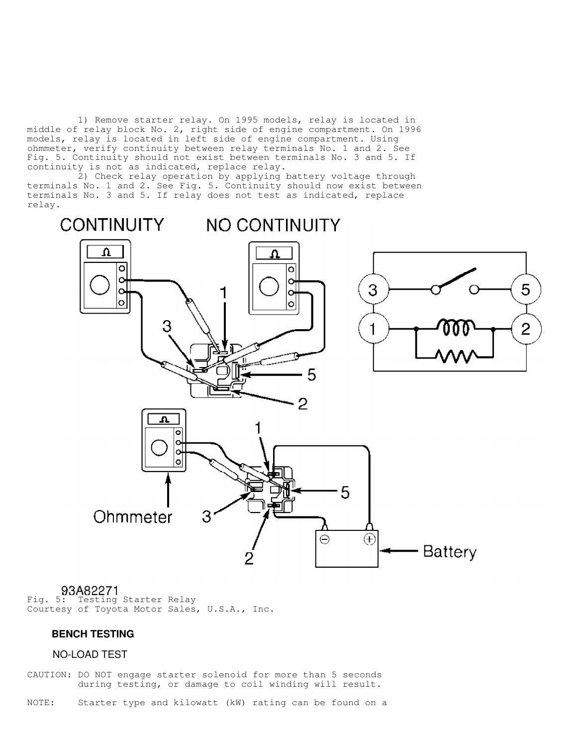1) Remove starter relay. On 1995 models, relay is located in middle of relay block No. 2, right side of engine compartment. On 1996 models, relay is located in left side of engine compartment. Using ohmmeter, verify continuity between relay terminals No. 1 and 2. See Fig. 5. Continuity should not exist between terminals No. 3 and 5. If continuity is not as indicated, replace relay.

2) Check relay operation by applying battery voltage through terminals No. 1 and 2. See Fig. 5. Continuity should now exist between terminals No. 3 and 5. If relay does not test as indicated, replace relay.

Fig. 5: Testing Starter Relay
Courtesy of Toyota Motor Sales, U.S.A., Inc.

### BENCH TESTING

#### NO-LOAD TEST

CAUTION: DO NOT engage starter solenoid for more than 5 seconds during testing, or damage to coil winding will result.

NOTE: Starter type and kilowatt (kW) rating can be found on a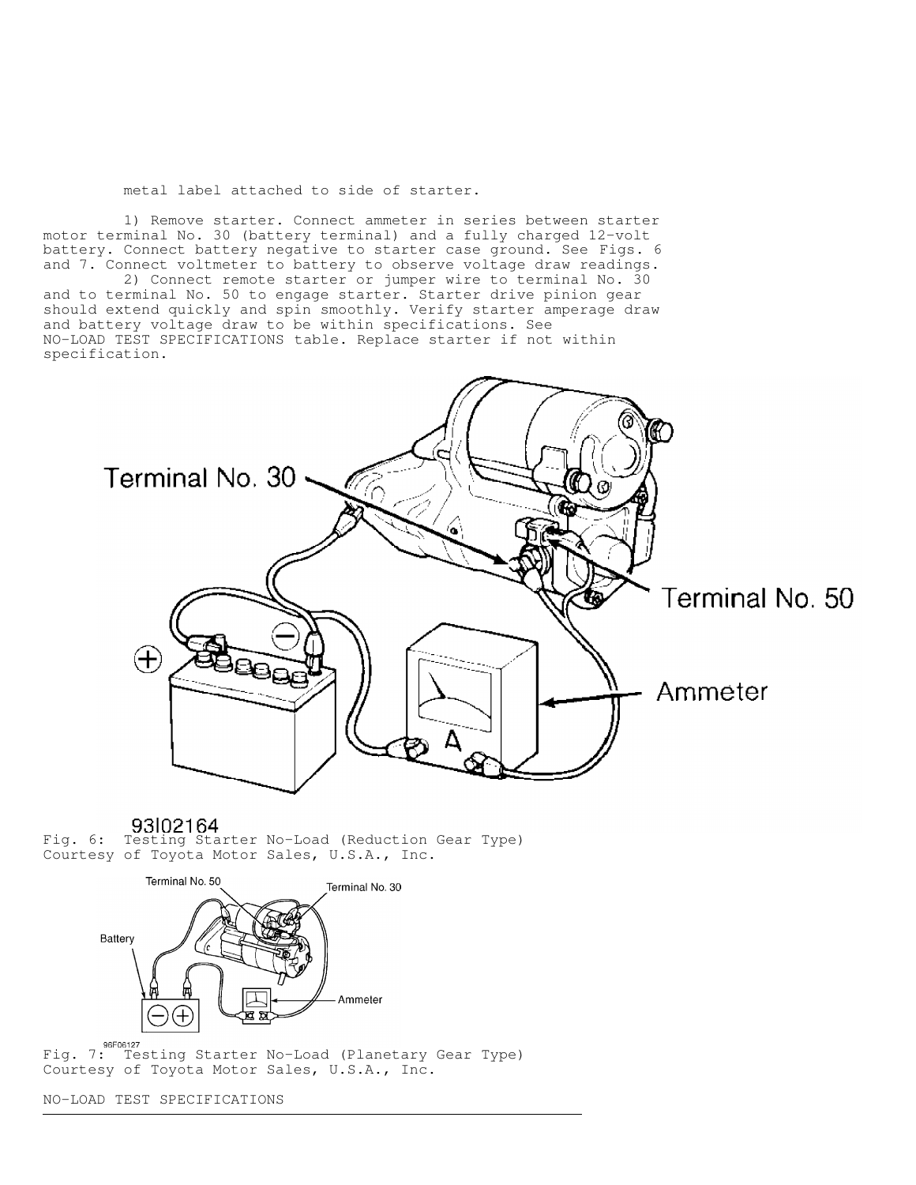metal label attached to side of starter.

1) Remove starter. Connect ammeter in series between starter motor terminal No. 30 (battery terminal) and a fully charged 12-volt battery. Connect battery negative to starter case ground. See Figs. 6 and 7. Connect voltmeter to battery to observe voltage draw readings.

2) Connect remote starter or jumper wire to terminal No. 30 and to terminal No. 50 to engage starter. Starter drive pinion gear should extend quickly and spin smoothly. Verify starter amperage draw and battery voltage draw to be within specifications. See NO-LOAD TEST SPECIFICATIONS table. Replace starter if not within specification.

Fig. 6: Testing Starter No-Load (Reduction Gear Type)
Courtesy of Toyota Motor Sales, U.S.A., Inc.

Fig. 7: Testing Starter No-Load (Planetary Gear Type)
Courtesy of Toyota Motor Sales, U.S.A., Inc.

NO-LOAD TEST SPECIFICATIONS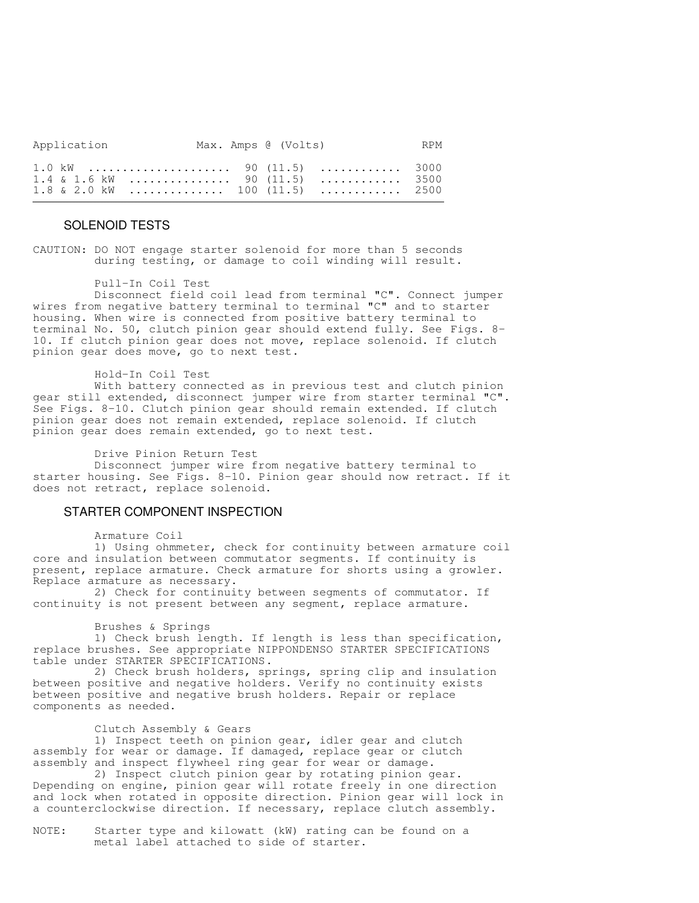| Application | Max. Amps @ (Volts) | RPM |
| --- | --- | --- |
| 1.0 kW | 90 (11.5) | 3000 |
| 1.4 & 1.6 kW | 90 (11.5) | 3500 |
| 1.8 & 2.0 kW | 100 (11.5) | 2500 |

## SOLENOID TESTS

CAUTION: DO NOT engage starter solenoid for more than 5 seconds during testing, or damage to coil winding will result.

### Pull-In Coil Test

Disconnect field coil lead from terminal "C". Connect jumper wires from negative battery terminal to terminal "C" and to starter housing. When wire is connected from positive battery terminal to terminal No. 50, clutch pinion gear should extend fully. See Figs. 8-10. If clutch pinion gear does not move, replace solenoid. If clutch pinion gear does move, go to next test.

### Hold-In Coil Test

With battery connected as in previous test and clutch pinion gear still extended, disconnect jumper wire from starter terminal "C". See Figs. 8-10. Clutch pinion gear should remain extended. If clutch pinion gear does not remain extended, replace solenoid. If clutch pinion gear does remain extended, go to next test.

### Drive Pinion Return Test

Disconnect jumper wire from negative battery terminal to starter housing. See Figs. 8-10. Pinion gear should now retract. If it does not retract, replace solenoid.

## STARTER COMPONENT INSPECTION

### Armature Coil

1) Using ohmmeter, check for continuity between armature coil core and insulation between commutator segments. If continuity is present, replace armature. Check armature for shorts using a growler. Replace armature as necessary.

2) Check for continuity between segments of commutator. If continuity is not present between any segment, replace armature.

### Brushes & Springs

1) Check brush length. If length is less than specification, replace brushes. See appropriate NIPPONDENSO STARTER SPECIFICATIONS table under STARTER SPECIFICATIONS.

2) Check brush holders, springs, spring clip and insulation between positive and negative holders. Verify no continuity exists between positive and negative brush holders. Repair or replace components as needed.

### Clutch Assembly & Gears

1) Inspect teeth on pinion gear, idler gear and clutch assembly for wear or damage. If damaged, replace gear or clutch assembly and inspect flywheel ring gear for wear or damage.

2) Inspect clutch pinion gear by rotating pinion gear. Depending on engine, pinion gear will rotate freely in one direction and lock when rotated in opposite direction. Pinion gear will lock in a counterclockwise direction. If necessary, replace clutch assembly.

NOTE: Starter type and kilowatt (kW) rating can be found on a metal label attached to side of starter.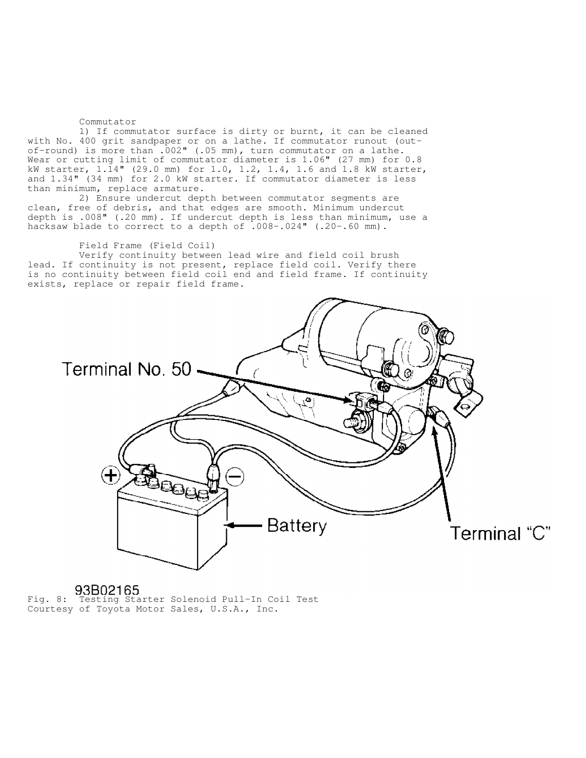### Commutator

1) If commutator surface is dirty or burnt, it can be cleaned with No. 400 grit sandpaper or on a lathe. If commutator runout (out-of-round) is more than .002" (.05 mm), turn commutator on a lathe. Wear or cutting limit of commutator diameter is 1.06" (27 mm) for 0.8 kW starter, 1.14" (29.0 mm) for 1.0, 1.2, 1.4, 1.6 and 1.8 kW starter, and 1.34" (34 mm) for 2.0 kW starter. If commutator diameter is less than minimum, replace armature.

2) Ensure undercut depth between commutator segments are clean, free of debris, and that edges are smooth. Minimum undercut depth is .008" (.20 mm). If undercut depth is less than minimum, use a hacksaw blade to correct to a depth of .008-.024" (.20-.60 mm).

### Field Frame (Field Coil)

Verify continuity between lead wire and field coil brush lead. If continuity is not present, replace field coil. Verify there is no continuity between field coil end and field frame. If continuity exists, replace or repair field frame.

Fig. 8: Testing Starter Solenoid Pull-In Coil Test
Courtesy of Toyota Motor Sales, U.S.A., Inc.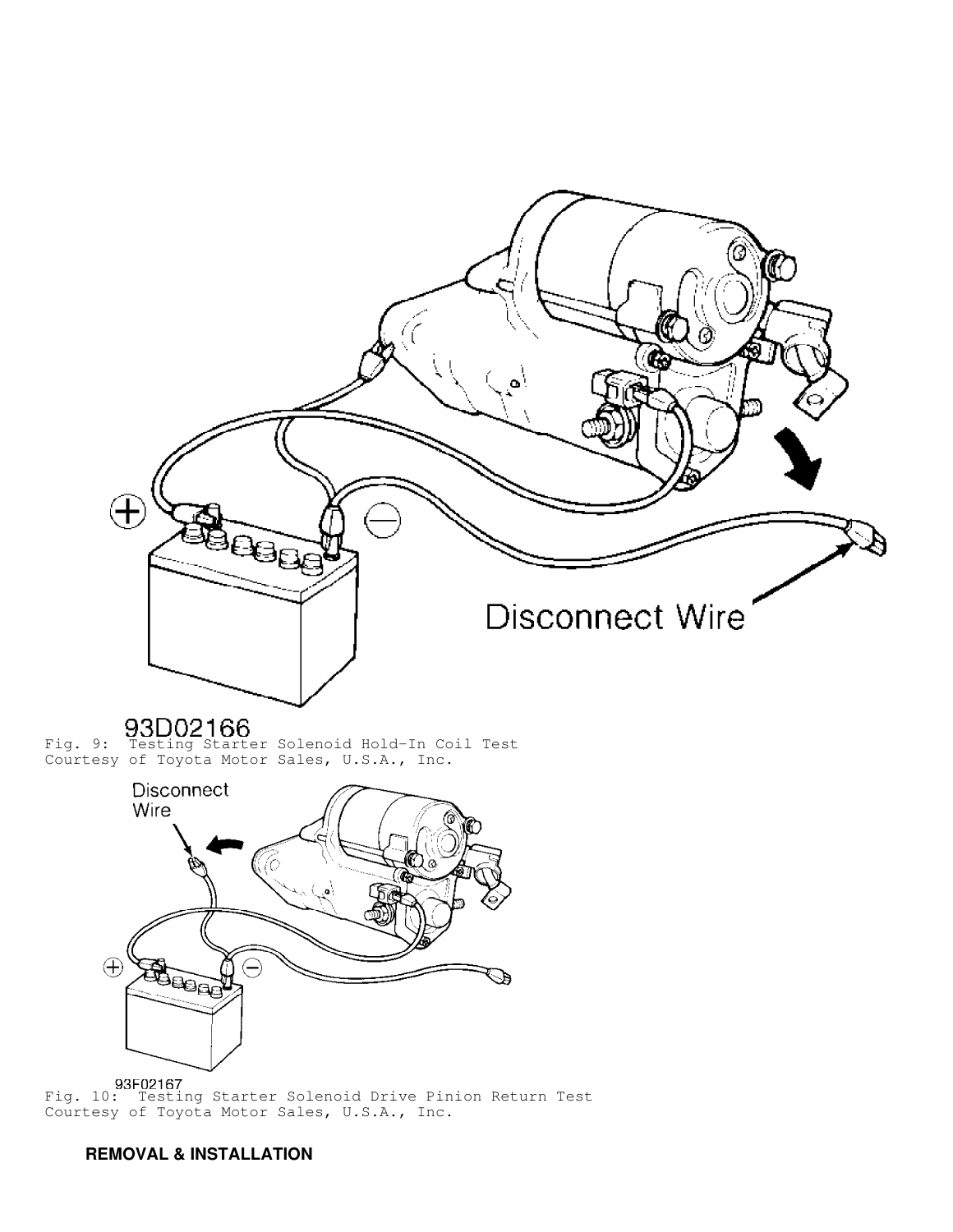Fig. 9: Testing Starter Solenoid Hold-In Coil Test
Courtesy of Toyota Motor Sales, U.S.A., Inc.

Fig. 10: Testing Starter Solenoid Drive Pinion Return Test
Courtesy of Toyota Motor Sales, U.S.A., Inc.

## REMOVAL & INSTALLATION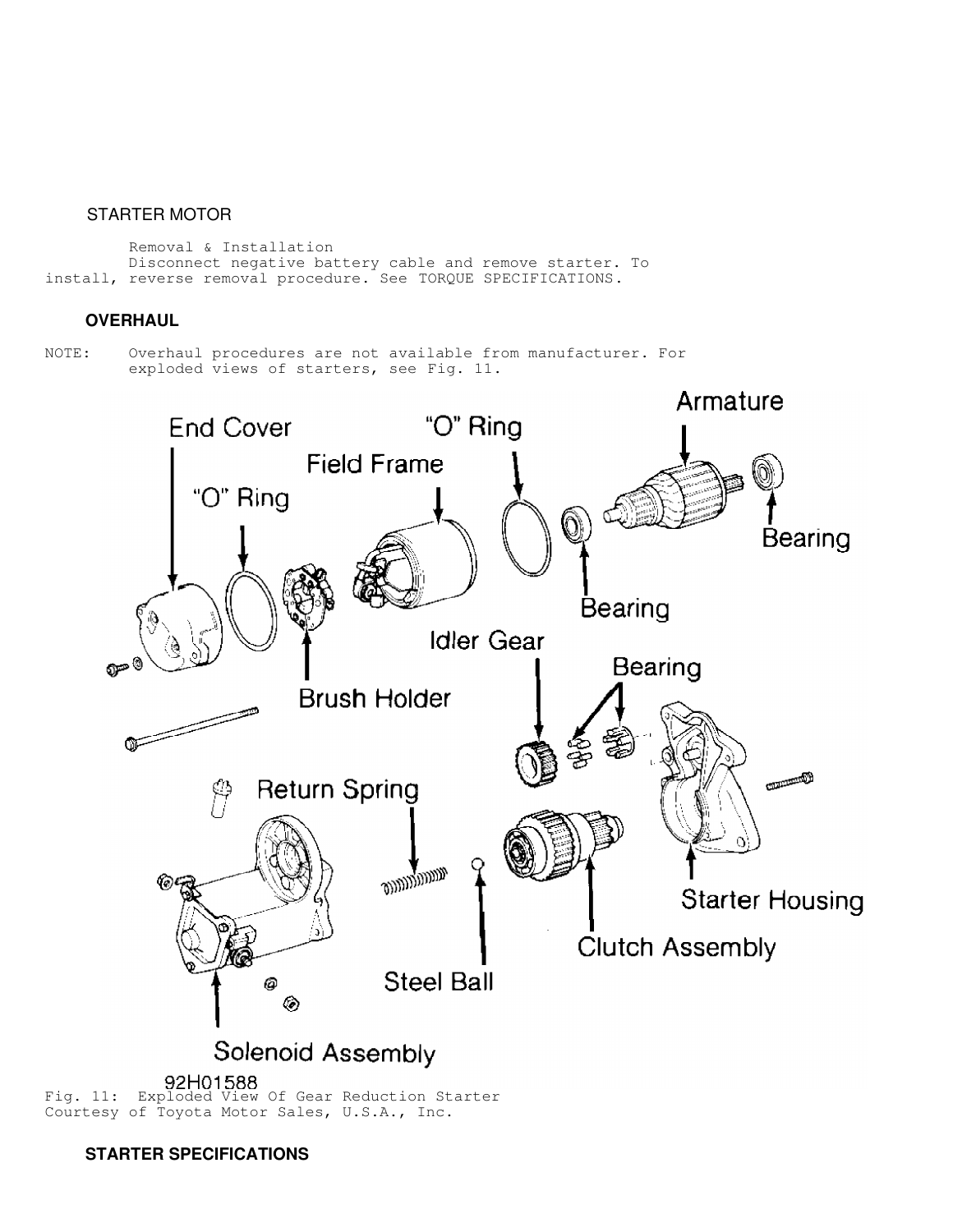## STARTER MOTOR

Removal & Installation

Disconnect negative battery cable and remove starter. To install, reverse removal procedure. See TORQUE SPECIFICATIONS.

### OVERHAUL

NOTE: Overhaul procedures are not available from manufacturer. For exploded views of starters, see Fig. 11.

Fig. 11: Exploded View Of Gear Reduction Starter
Courtesy of Toyota Motor Sales, U.S.A., Inc.

### STARTER SPECIFICATIONS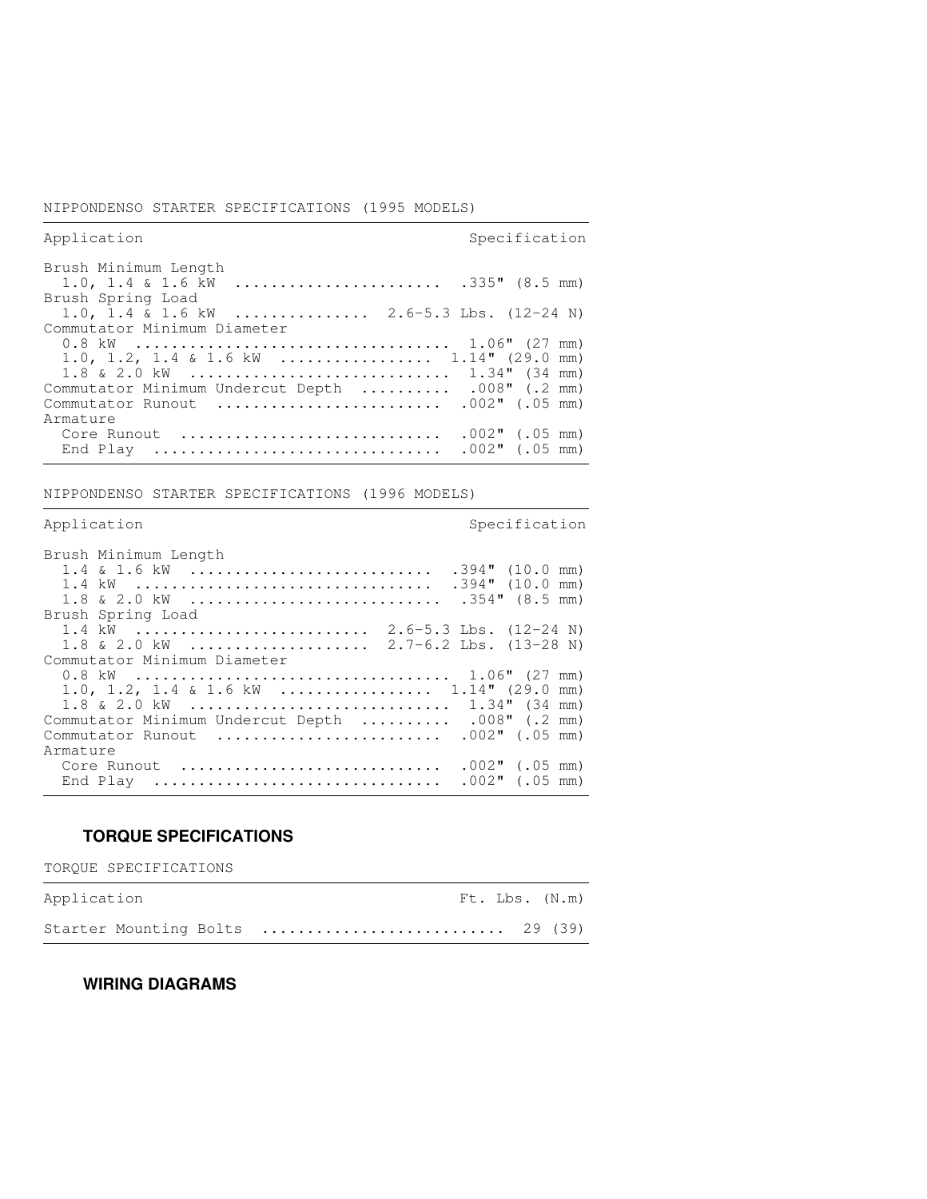NIPPONDENSO STARTER SPECIFICATIONS (1995 MODELS)

| Application | Specification |
|---|---|
| Brush Minimum Length | |
| 1.0, 1.4 & 1.6 kW | .335" (8.5 mm) |
| Brush Spring Load | |
| 1.0, 1.4 & 1.6 kW | 2.6-5.3 Lbs. (12-24 N) |
| Commutator Minimum Diameter | |
| 0.8 kW | 1.06" (27 mm) |
| 1.0, 1.2, 1.4 & 1.6 kW | 1.14" (29.0 mm) |
| 1.8 & 2.0 kW | 1.34" (34 mm) |
| Commutator Minimum Undercut Depth | .008" (.2 mm) |
| Commutator Runout | .002" (.05 mm) |
| Armature | |
| Core Runout | .002" (.05 mm) |
| End Play | .002" (.05 mm) |

NIPPONDENSO STARTER SPECIFICATIONS (1996 MODELS)

| Application | Specification |
|---|---|
| Brush Minimum Length | |
| 1.4 & 1.6 kW | .394" (10.0 mm) |
| 1.4 kW | .394" (10.0 mm) |
| 1.8 & 2.0 kW | .354" (8.5 mm) |
| Brush Spring Load | |
| 1.4 kW | 2.6-5.3 Lbs. (12-24 N) |
| 1.8 & 2.0 kW | 2.7-6.2 Lbs. (13-28 N) |
| Commutator Minimum Diameter | |
| 0.8 kW | 1.06" (27 mm) |
| 1.0, 1.2, 1.4 & 1.6 kW | 1.14" (29.0 mm) |
| 1.8 & 2.0 kW | 1.34" (34 mm) |
| Commutator Minimum Undercut Depth | .008" (.2 mm) |
| Commutator Runout | .002" (.05 mm) |
| Armature | |
| Core Runout | .002" (.05 mm) |
| End Play | .002" (.05 mm) |

## TORQUE SPECIFICATIONS

TORQUE SPECIFICATIONS

| Application | Ft. Lbs. (N.m) |
|---|---|
| Starter Mounting Bolts | 29 (39) |

## WIRING DIAGRAMS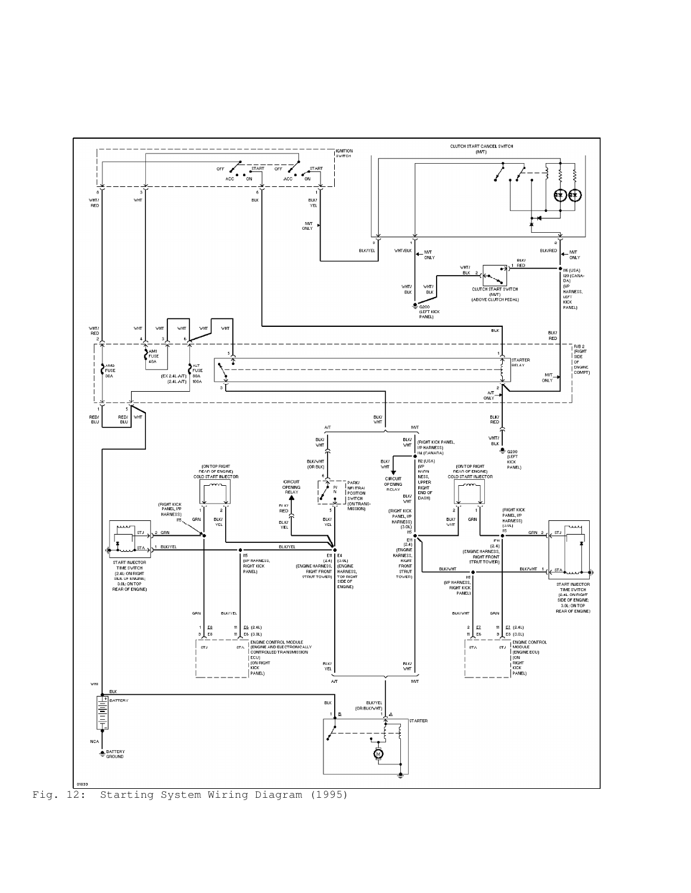Fig. 12: Starting System Wiring Diagram (1995)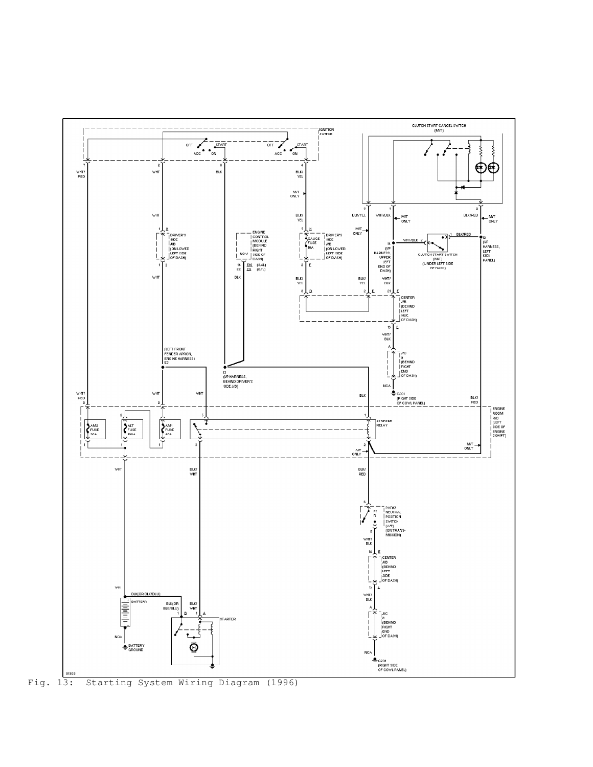IGNITION SWITCH

OFF
START
ACC
ON

CLUTCH START CANCEL SWITCH
(M/T)

7
WHT/
RED

2
WHT

6
BLK

4
BLK/
YEL

M/T
ONLY

WHT

BLK/
YEL

3
BLK/YEL

1
WHT/BLK

M/T
ONLY

12
BLK/RED

M/T
ONLY

M/T
ONLY

1 H
DRIVER'S
SIDE
J/B
(ON LOWER
LEFT SIDE
OF DASH)
1 I

ENGINE
CONTROL
MODULE
(BEHIND
RIGHT
SIDE OF
DASH)
NSW
14 E10 (3.4L)
22 E9 (2.7L)

5 H
GAUGE
FUSE
10A
DRIVER'S
SIDE
J/B
(ON LOWER
LEFT SIDE
OF DASH)
2 F

14
(I/P
HARNESS,
UPPER
LEFT
END OF
DASH)

WHT/BLK 2
1 BLK/RED
CLUTCH START SWITCH
(M/T)
(UNDER LEFT SIDE
OF DASH)

I2
(I/P
HARNESS,
LEFT
KICK
PANEL)

WHT

BLK

BLK/
YEL

BLK/
YEL

WHT/
BLK

8 D
2 D
21 E
CENTER
J/B
(BEHIND
LEFT
SIDE
OF DASH)
15 E

WHT/
BLK

A
J/C
3
(BEHIND
RIGHT
END
OF DASH)

NCA

G201
(RIGHT SIDE
OF COWL PANEL)

(LEFT FRONT
FENDER APRON,
ENGINE HARNESS)
E5

I3
(I/P HARNESS,
BEHIND DRIVER'S
SIDE J/B)

WHT/
RED

WHT

WHT

BLK

BLK/
RED

2
AM2
FUSE
30A
1

2
ALT
FUSE
100A
1

2
AM1
FUSE
40A
1

5
3

1
STARTER
RELAY
2

ENGINE
ROOM
R/B
(LEFT
SIDE OF
ENGINE
COMPT)

M/T
ONLY

A/T
ONLY

WHT

BLK/
WHT

BLK/
RED

6
PARK/
NEUTRAL
POSITION
SWITCH
(A/T)
(ON TRANS-
MISSION)
P/
N
5

WHT/
BLK

14 E
CENTER
J/B
(BEHIND
LEFT
SIDE
OF DASH)
15 E

WHT/
BLK

A
J/C
3
(BEHIND
RIGHT
END
OF DASH)

NCA

G201
(RIGHT SIDE
OF COWL PANEL)

WHT

BLK(OR BLK/BLU)

BATTERY

NCA

BATTERY
GROUND

BLK(OR
BLK/BLU)

BLK/
WHT

1 B
1 A
STARTER

M

81908

Fig. 13: Starting System Wiring Diagram (1996)